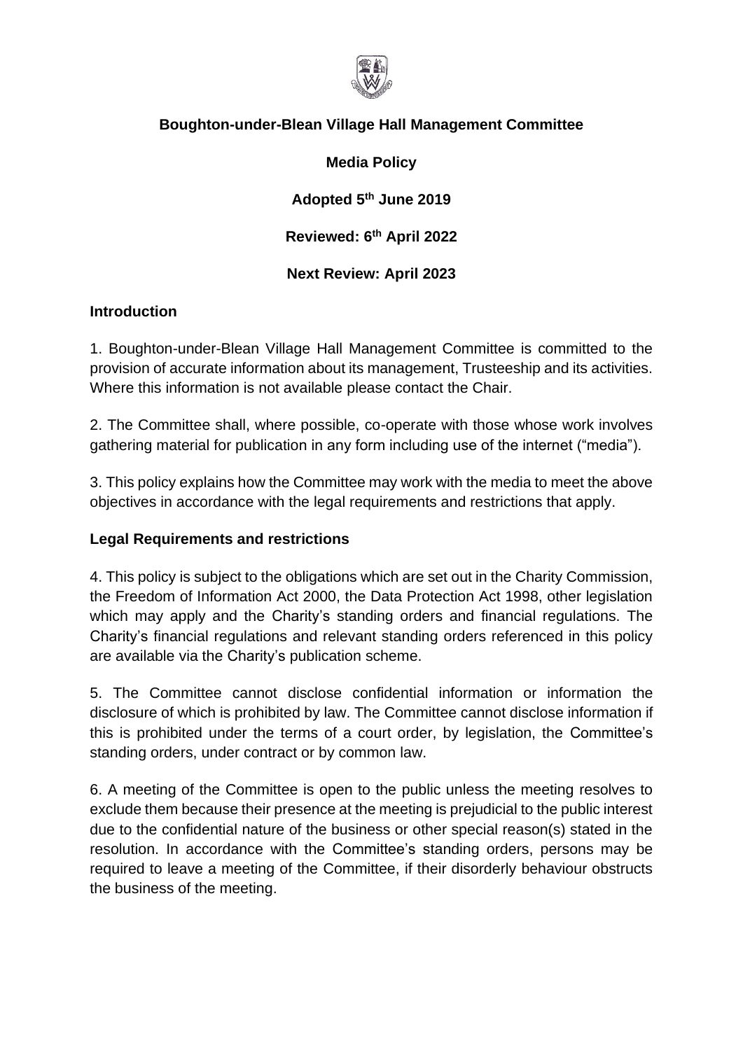**Boughton-under-Blean Village Hall Management Committee**

**Media Policy**

**Adopted 5th June 2019**

**Reviewed: 6th April 2022**

**Next Review: April 2023**

## Introduction

1. Boughton-under-Blean Village Hall Management Committee is committed to the provision of accurate information about its management, Trusteeship and its activities. Where this information is not available please contact the Chair.

2. The Committee shall, where possible, co-operate with those whose work involves gathering material for publication in any form including use of the internet ("media").

3. This policy explains how the Committee may work with the media to meet the above objectives in accordance with the legal requirements and restrictions that apply.

## Legal Requirements and restrictions

4. This policy is subject to the obligations which are set out in the Charity Commission, the Freedom of Information Act 2000, the Data Protection Act 1998, other legislation which may apply and the Charity's standing orders and financial regulations. The Charity's financial regulations and relevant standing orders referenced in this policy are available via the Charity's publication scheme.

5. The Committee cannot disclose confidential information or information the disclosure of which is prohibited by law. The Committee cannot disclose information if this is prohibited under the terms of a court order, by legislation, the Committee's standing orders, under contract or by common law.

6. A meeting of the Committee is open to the public unless the meeting resolves to exclude them because their presence at the meeting is prejudicial to the public interest due to the confidential nature of the business or other special reason(s) stated in the resolution. In accordance with the Committee's standing orders, persons may be required to leave a meeting of the Committee, if their disorderly behaviour obstructs the business of the meeting.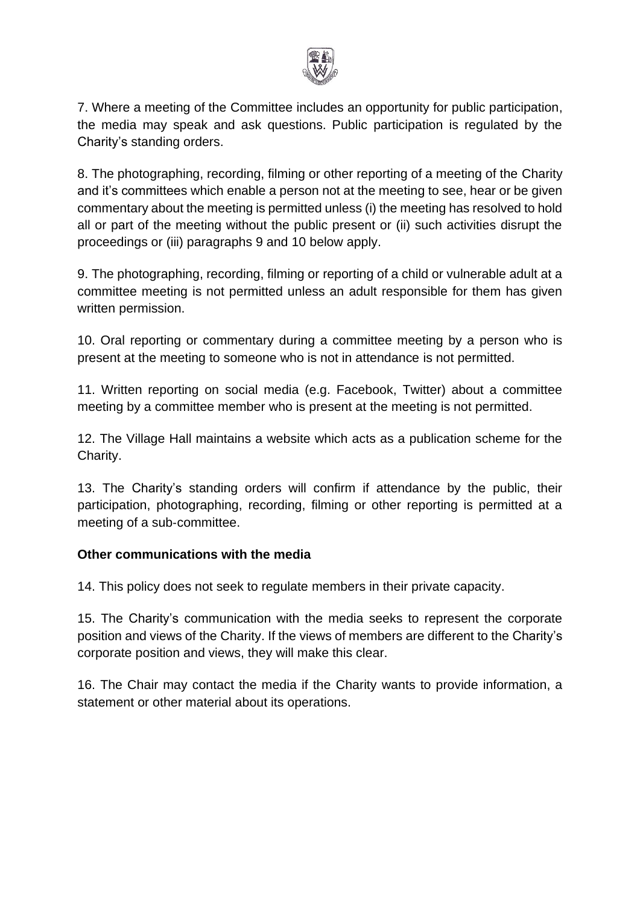7. Where a meeting of the Committee includes an opportunity for public participation, the media may speak and ask questions. Public participation is regulated by the Charity's standing orders.

8. The photographing, recording, filming or other reporting of a meeting of the Charity and it's committees which enable a person not at the meeting to see, hear or be given commentary about the meeting is permitted unless (i) the meeting has resolved to hold all or part of the meeting without the public present or (ii) such activities disrupt the proceedings or (iii) paragraphs 9 and 10 below apply.

9. The photographing, recording, filming or reporting of a child or vulnerable adult at a committee meeting is not permitted unless an adult responsible for them has given written permission.

10. Oral reporting or commentary during a committee meeting by a person who is present at the meeting to someone who is not in attendance is not permitted.

11. Written reporting on social media (e.g. Facebook, Twitter) about a committee meeting by a committee member who is present at the meeting is not permitted.

12. The Village Hall maintains a website which acts as a publication scheme for the Charity.

13. The Charity's standing orders will confirm if attendance by the public, their participation, photographing, recording, filming or other reporting is permitted at a meeting of a sub-committee.

**Other communications with the media**

14. This policy does not seek to regulate members in their private capacity.

15. The Charity's communication with the media seeks to represent the corporate position and views of the Charity. If the views of members are different to the Charity's corporate position and views, they will make this clear.

16. The Chair may contact the media if the Charity wants to provide information, a statement or other material about its operations.